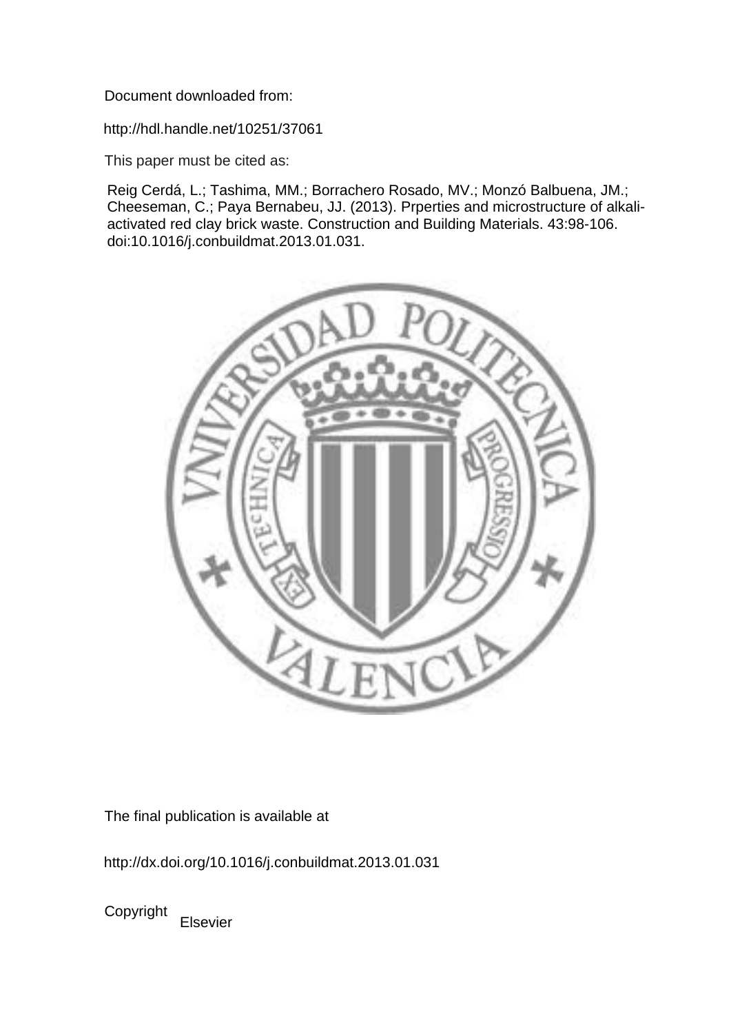Document downloaded from:

http://hdl.handle.net/10251/37061

This paper must be cited as:

Reig Cerdá, L.; Tashima, MM.; Borrachero Rosado, MV.; Monzó Balbuena, JM.; Cheeseman, C.; Paya Bernabeu, JJ. (2013). Prperties and microstructure of alkali-activated red clay brick waste. Construction and Building Materials. 43:98-106. doi:10.1016/j.conbuildmat.2013.01.031.

The final publication is available at

http://dx.doi.org/10.1016/j.conbuildmat.2013.01.031

Copyright Elsevier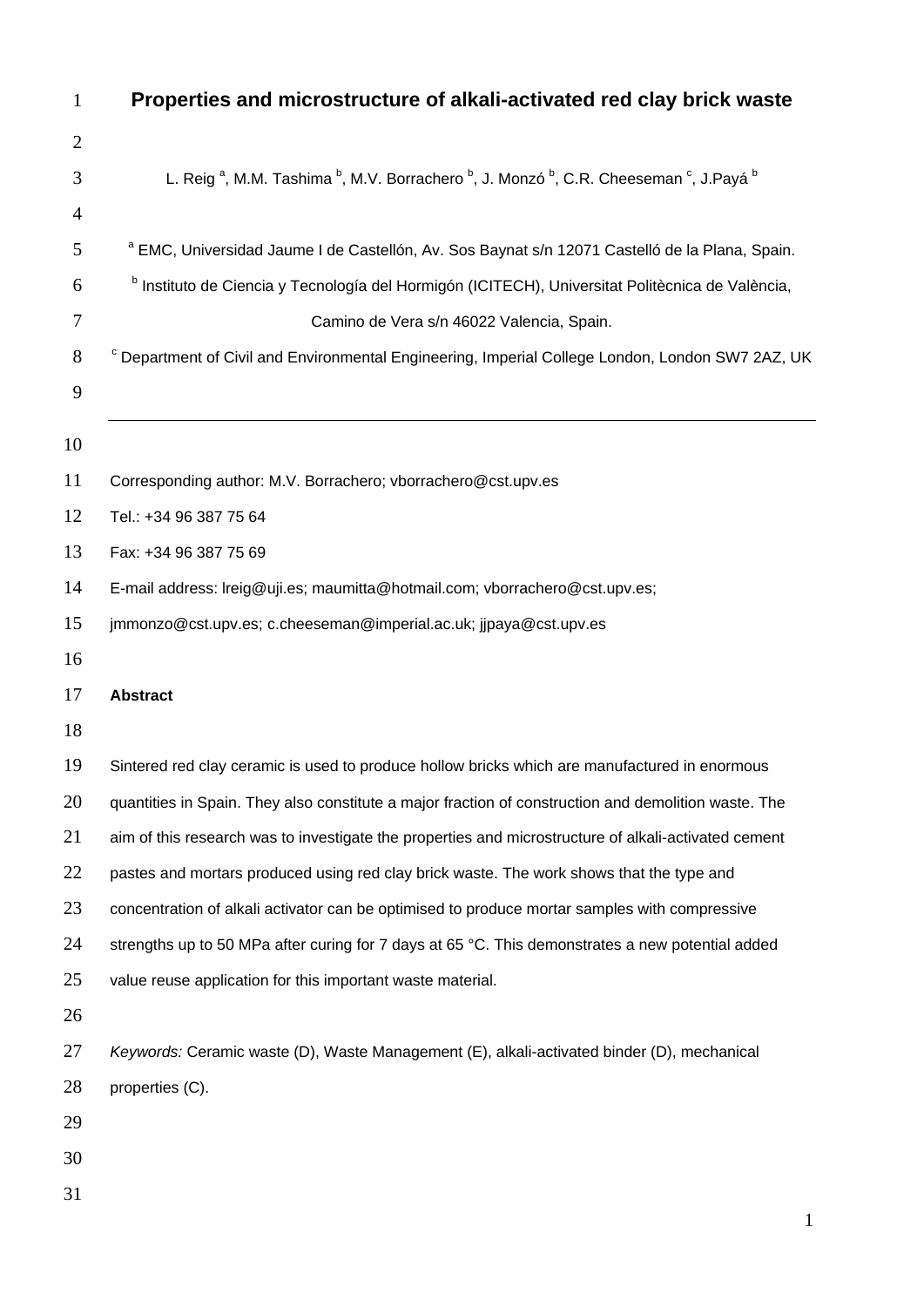# Properties and microstructure of alkali-activated red clay brick waste

L. Reig [a], M.M. Tashima [b], M.V. Borrachero [b], J. Monzó [b], C.R. Cheeseman [c], J.Payá [b]

[a] EMC, Universidad Jaume I de Castellón, Av. Sos Baynat s/n 12071 Castelló de la Plana, Spain.

[b] Instituto de Ciencia y Tecnología del Hormigón (ICITECH), Universitat Politècnica de València, Camino de Vera s/n 46022 Valencia, Spain.

[c] Department of Civil and Environmental Engineering, Imperial College London, London SW7 2AZ, UK

---

Corresponding author: M.V. Borrachero; vborrachero@cst.upv.es

Tel.: +34 96 387 75 64

Fax: +34 96 387 75 69

E-mail address: lreig@uji.es; maumitta@hotmail.com; vborrachero@cst.upv.es; jmmonzo@cst.upv.es; c.cheeseman@imperial.ac.uk; jjpaya@cst.upv.es

**Abstract**

Sintered red clay ceramic is used to produce hollow bricks which are manufactured in enormous quantities in Spain. They also constitute a major fraction of construction and demolition waste. The aim of this research was to investigate the properties and microstructure of alkali-activated cement pastes and mortars produced using red clay brick waste. The work shows that the type and concentration of alkali activator can be optimised to produce mortar samples with compressive strengths up to 50 MPa after curing for 7 days at 65 °C. This demonstrates a new potential added value reuse application for this important waste material.

*Keywords:* Ceramic waste (D), Waste Management (E), alkali-activated binder (D), mechanical properties (C).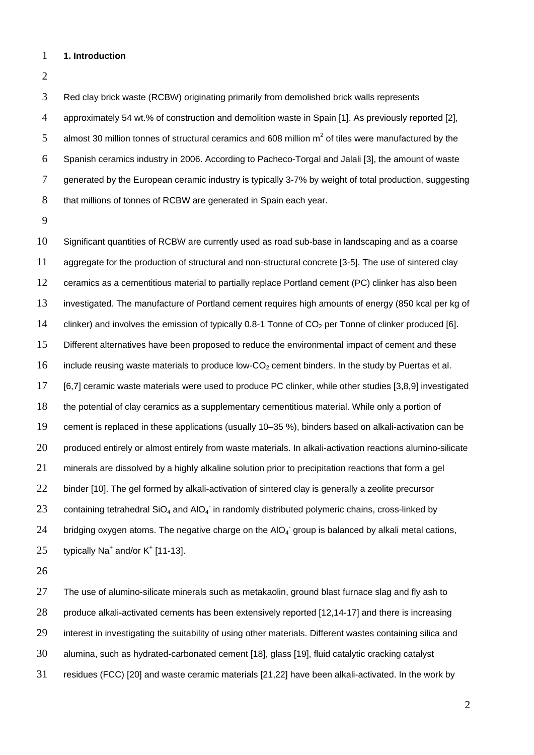## 1. Introduction

Red clay brick waste (RCBW) originating primarily from demolished brick walls represents approximately 54 wt.% of construction and demolition waste in Spain [1]. As previously reported [2], almost 30 million tonnes of structural ceramics and 608 million $m^2$ of tiles were manufactured by the Spanish ceramics industry in 2006. According to Pacheco-Torgal and Jalali [3], the amount of waste generated by the European ceramic industry is typically 3-7% by weight of total production, suggesting that millions of tonnes of RCBW are generated in Spain each year.

Significant quantities of RCBW are currently used as road sub-base in landscaping and as a coarse aggregate for the production of structural and non-structural concrete [3-5]. The use of sintered clay ceramics as a cementitious material to partially replace Portland cement (PC) clinker has also been investigated. The manufacture of Portland cement requires high amounts of energy (850 kcal per kg of clinker) and involves the emission of typically 0.8-1 Tonne of $CO_2$ per Tonne of clinker produced [6]. Different alternatives have been proposed to reduce the environmental impact of cement and these include reusing waste materials to produce low-$CO_2$ cement binders. In the study by Puertas et al. [6,7] ceramic waste materials were used to produce PC clinker, while other studies [3,8,9] investigated the potential of clay ceramics as a supplementary cementitious material. While only a portion of cement is replaced in these applications (usually 10–35 %), binders based on alkali-activation can be produced entirely or almost entirely from waste materials. In alkali-activation reactions alumino-silicate minerals are dissolved by a highly alkaline solution prior to precipitation reactions that form a gel binder [10]. The gel formed by alkali-activation of sintered clay is generally a zeolite precursor containing tetrahedral $SiO_4$ and $AlO_4^-$ in randomly distributed polymeric chains, cross-linked by bridging oxygen atoms. The negative charge on the $AlO_4^-$ group is balanced by alkali metal cations, typically $Na^+$ and/or $K^+$ [11-13].

The use of alumino-silicate minerals such as metakaolin, ground blast furnace slag and fly ash to produce alkali-activated cements has been extensively reported [12,14-17] and there is increasing interest in investigating the suitability of using other materials. Different wastes containing silica and alumina, such as hydrated-carbonated cement [18], glass [19], fluid catalytic cracking catalyst residues (FCC) [20] and waste ceramic materials [21,22] have been alkali-activated. In the work by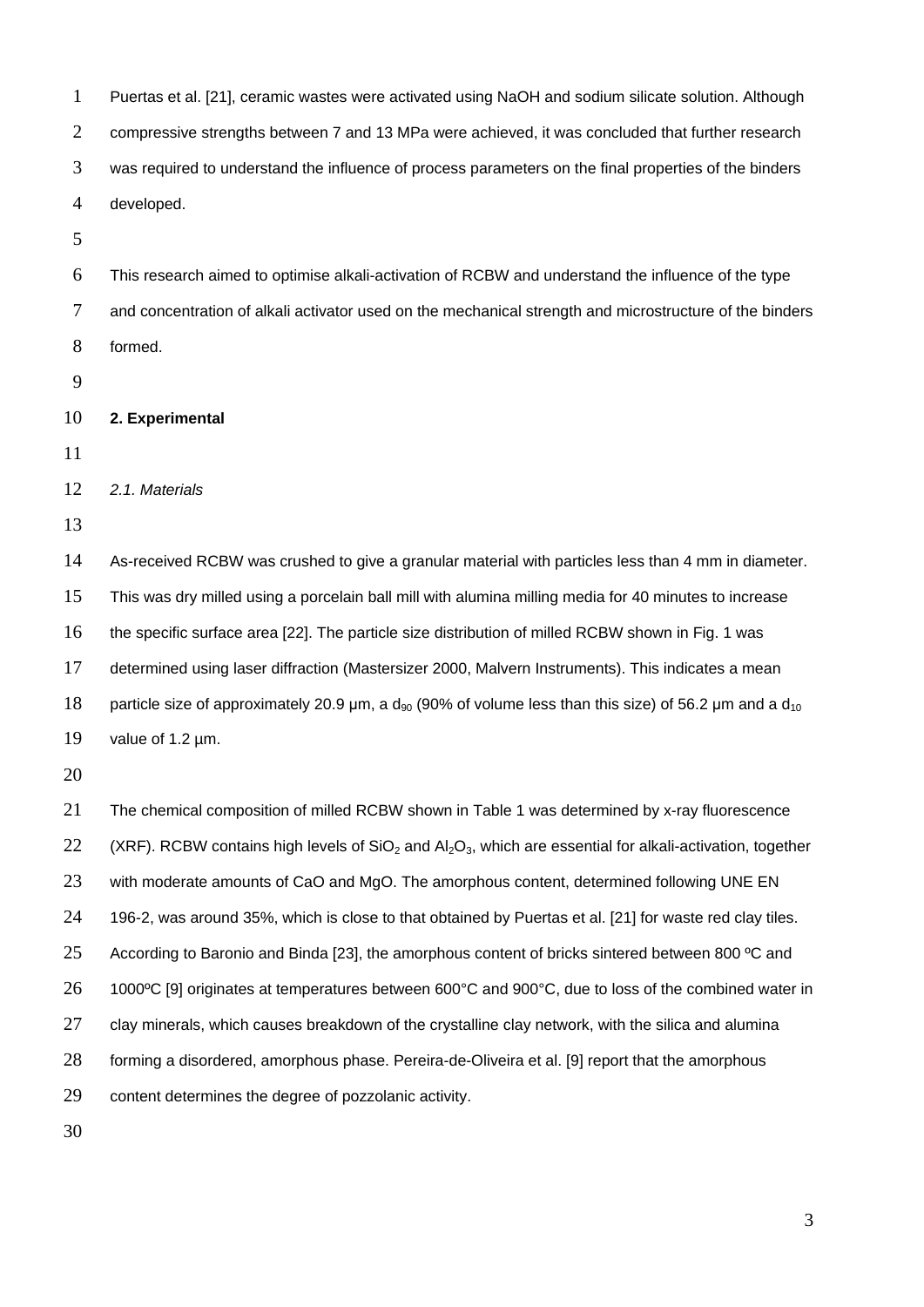Puertas et al. [21], ceramic wastes were activated using NaOH and sodium silicate solution. Although compressive strengths between 7 and 13 MPa were achieved, it was concluded that further research was required to understand the influence of process parameters on the final properties of the binders developed.

This research aimed to optimise alkali-activation of RCBW and understand the influence of the type and concentration of alkali activator used on the mechanical strength and microstructure of the binders formed.

## 2. Experimental

### *2.1. Materials*

As-received RCBW was crushed to give a granular material with particles less than 4 mm in diameter. This was dry milled using a porcelain ball mill with alumina milling media for 40 minutes to increase the specific surface area [22]. The particle size distribution of milled RCBW shown in Fig. 1 was determined using laser diffraction (Mastersizer 2000, Malvern Instruments). This indicates a mean particle size of approximately 20.9 µm, a $d_{90}$ (90% of volume less than this size) of 56.2 µm and a $d_{10}$ value of 1.2 µm.

The chemical composition of milled RCBW shown in Table 1 was determined by x-ray fluorescence (XRF). RCBW contains high levels of $SiO_2$ and $Al_2O_3$, which are essential for alkali-activation, together with moderate amounts of CaO and MgO. The amorphous content, determined following UNE EN 196-2, was around 35%, which is close to that obtained by Puertas et al. [21] for waste red clay tiles. According to Baronio and Binda [23], the amorphous content of bricks sintered between 800 ºC and 1000ºC [9] originates at temperatures between 600°C and 900°C, due to loss of the combined water in clay minerals, which causes breakdown of the crystalline clay network, with the silica and alumina forming a disordered, amorphous phase. Pereira-de-Oliveira et al. [9] report that the amorphous content determines the degree of pozzolanic activity.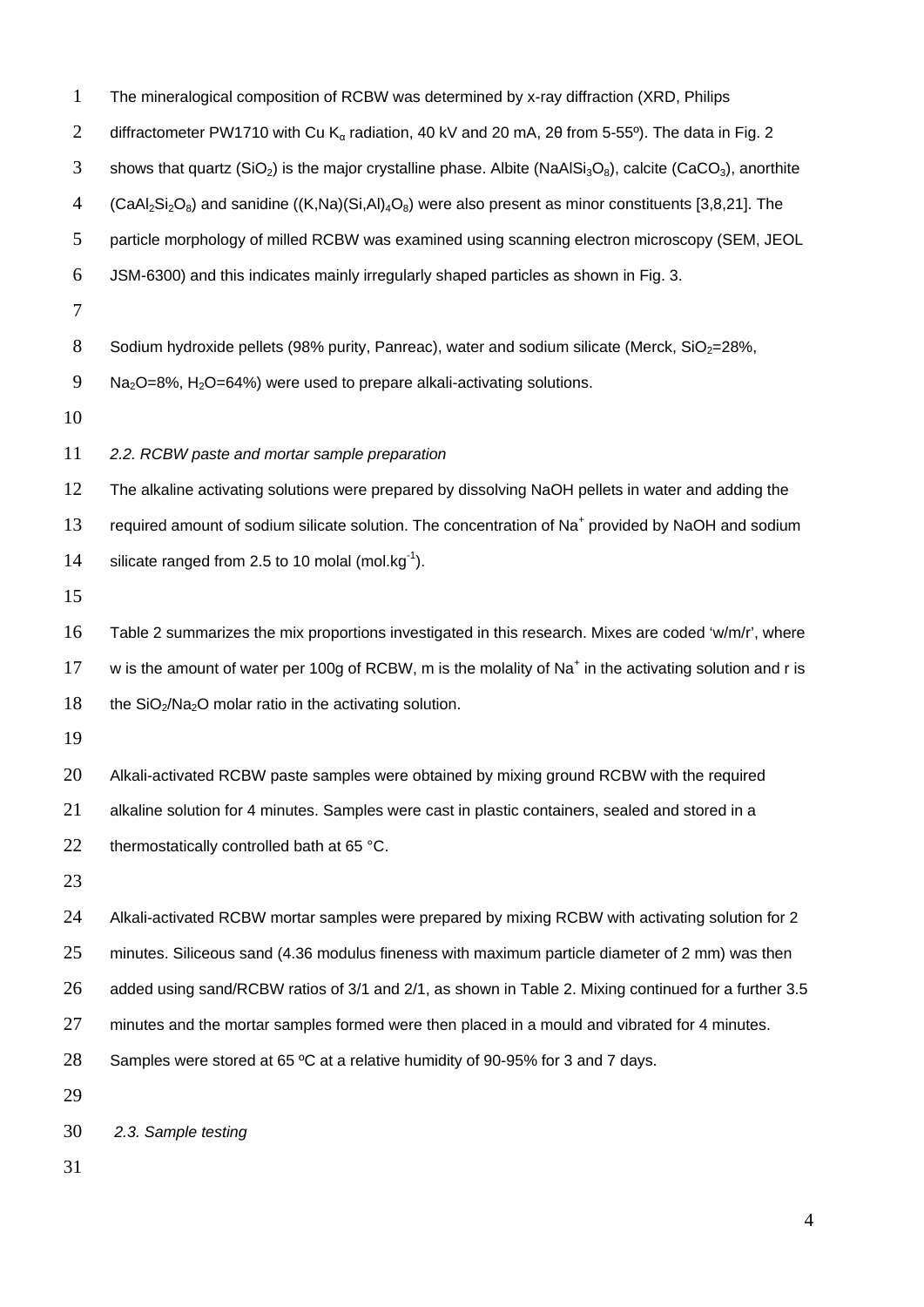The mineralogical composition of RCBW was determined by x-ray diffraction (XRD, Philips diffractometer PW1710 with Cu $K_\alpha$ radiation, 40 kV and 20 mA, 2θ from 5-55º). The data in Fig. 2 shows that quartz ($SiO_2$) is the major crystalline phase. Albite ($NaAlSi_3O_8$), calcite ($CaCO_3$), anorthite ($CaAl_2Si_2O_8$) and sanidine ($(K,Na)(Si,Al)_4O_8$) were also present as minor constituents [3,8,21]. The particle morphology of milled RCBW was examined using scanning electron microscopy (SEM, JEOL JSM-6300) and this indicates mainly irregularly shaped particles as shown in Fig. 3.

Sodium hydroxide pellets (98% purity, Panreac), water and sodium silicate (Merck, $SiO_2$=28%, $Na_2O$=8%, $H_2O$=64%) were used to prepare alkali-activating solutions.

*2.2. RCBW paste and mortar sample preparation*

The alkaline activating solutions were prepared by dissolving NaOH pellets in water and adding the required amount of sodium silicate solution. The concentration of $Na^+$ provided by NaOH and sodium silicate ranged from 2.5 to 10 molal ($mol.kg^{-1}$).

Table 2 summarizes the mix proportions investigated in this research. Mixes are coded 'w/m/r', where w is the amount of water per 100g of RCBW, m is the molality of $Na^+$ in the activating solution and r is the $SiO_2/Na_2O$ molar ratio in the activating solution.

Alkali-activated RCBW paste samples were obtained by mixing ground RCBW with the required alkaline solution for 4 minutes. Samples were cast in plastic containers, sealed and stored in a thermostatically controlled bath at 65 °C.

Alkali-activated RCBW mortar samples were prepared by mixing RCBW with activating solution for 2 minutes. Siliceous sand (4.36 modulus fineness with maximum particle diameter of 2 mm) was then added using sand/RCBW ratios of 3/1 and 2/1, as shown in Table 2. Mixing continued for a further 3.5 minutes and the mortar samples formed were then placed in a mould and vibrated for 4 minutes. Samples were stored at 65 ºC at a relative humidity of 90-95% for 3 and 7 days.

*2.3. Sample testing*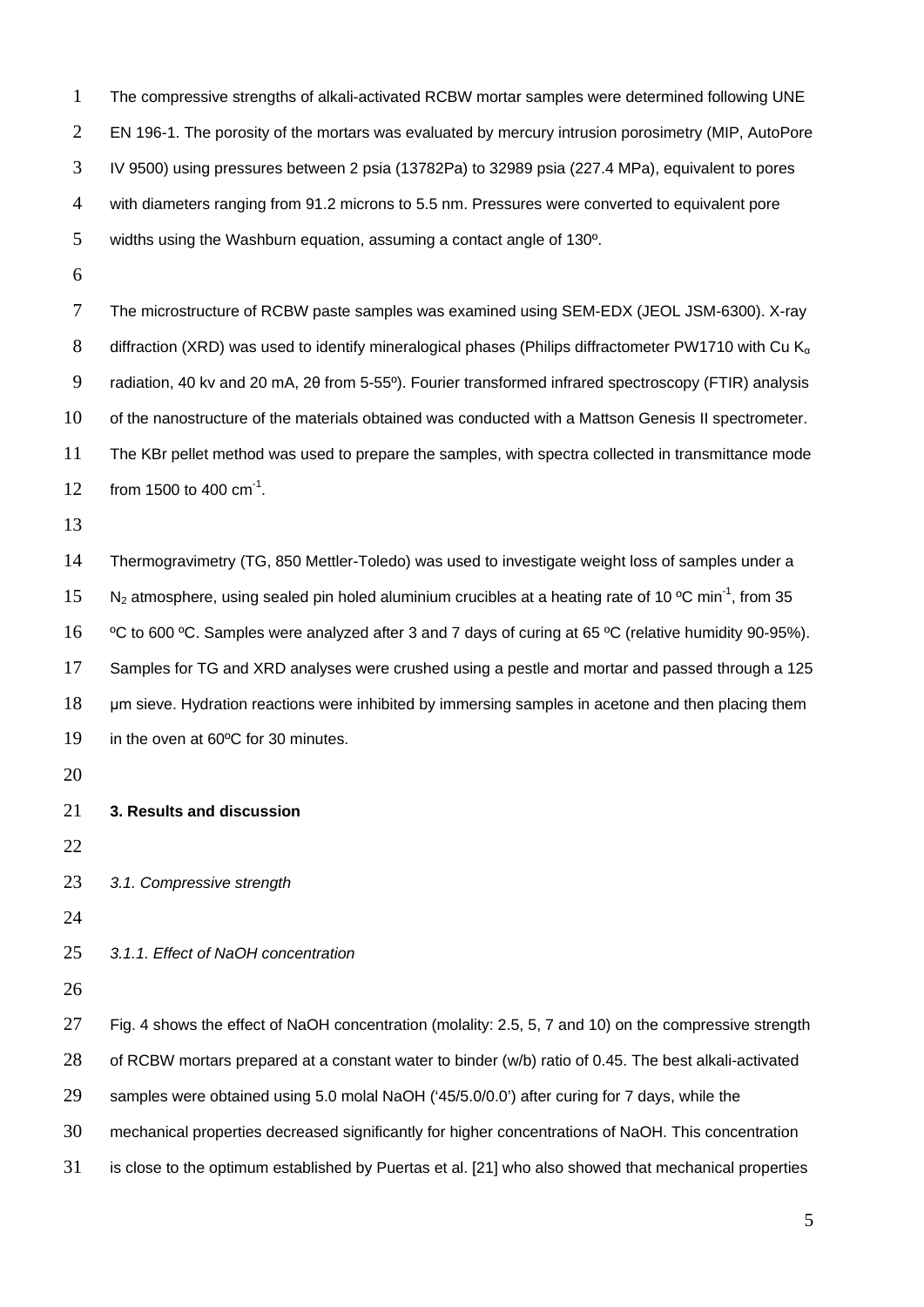The compressive strengths of alkali-activated RCBW mortar samples were determined following UNE EN 196-1. The porosity of the mortars was evaluated by mercury intrusion porosimetry (MIP, AutoPore IV 9500) using pressures between 2 psia (13782Pa) to 32989 psia (227.4 MPa), equivalent to pores with diameters ranging from 91.2 microns to 5.5 nm. Pressures were converted to equivalent pore widths using the Washburn equation, assuming a contact angle of 130º.

The microstructure of RCBW paste samples was examined using SEM-EDX (JEOL JSM-6300). X-ray diffraction (XRD) was used to identify mineralogical phases (Philips diffractometer PW1710 with Cu $K_{\alpha}$ radiation, 40 kv and 20 mA, 2θ from 5-55º). Fourier transformed infrared spectroscopy (FTIR) analysis of the nanostructure of the materials obtained was conducted with a Mattson Genesis II spectrometer. The KBr pellet method was used to prepare the samples, with spectra collected in transmittance mode from 1500 to 400 $cm^{-1}$.

Thermogravimetry (TG, 850 Mettler-Toledo) was used to investigate weight loss of samples under a $N_2$ atmosphere, using sealed pin holed aluminium crucibles at a heating rate of 10 ºC $min^{-1}$, from 35 ºC to 600 ºC. Samples were analyzed after 3 and 7 days of curing at 65 ºC (relative humidity 90-95%). Samples for TG and XRD analyses were crushed using a pestle and mortar and passed through a 125 µm sieve. Hydration reactions were inhibited by immersing samples in acetone and then placing them in the oven at 60ºC for 30 minutes.

## 3. Results and discussion

### *3.1. Compressive strength*

#### *3.1.1. Effect of NaOH concentration*

Fig. 4 shows the effect of NaOH concentration (molality: 2.5, 5, 7 and 10) on the compressive strength of RCBW mortars prepared at a constant water to binder (w/b) ratio of 0.45. The best alkali-activated samples were obtained using 5.0 molal NaOH ('45/5.0/0.0') after curing for 7 days, while the mechanical properties decreased significantly for higher concentrations of NaOH. This concentration is close to the optimum established by Puertas et al. [21] who also showed that mechanical properties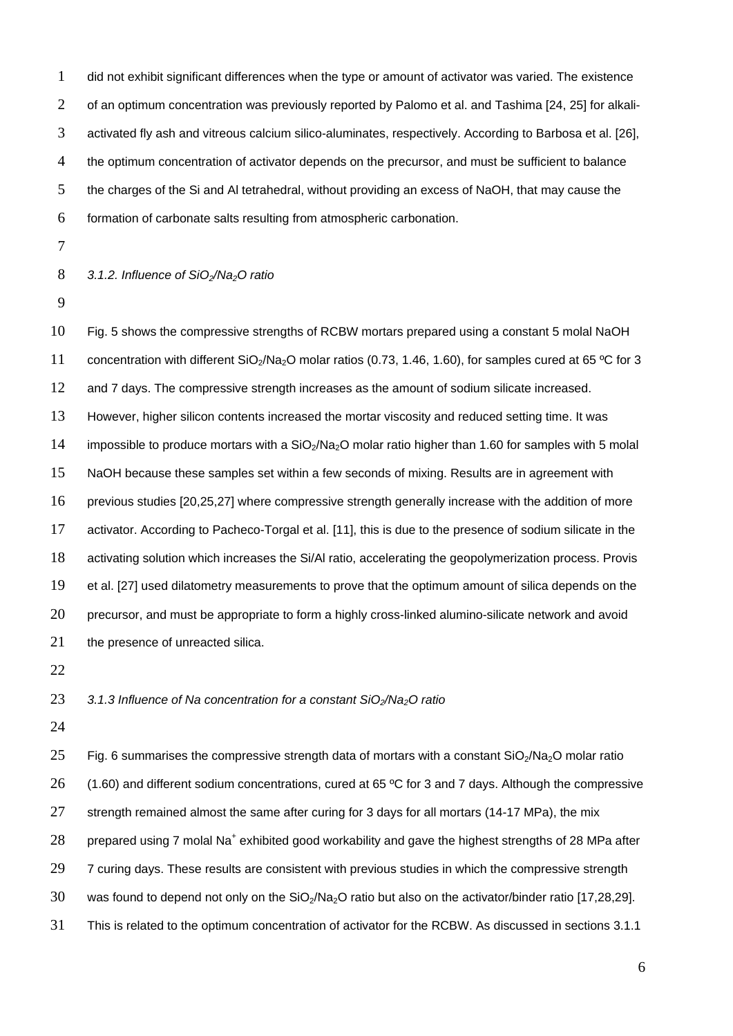did not exhibit significant differences when the type or amount of activator was varied. The existence of an optimum concentration was previously reported by Palomo et al. and Tashima [24, 25] for alkali-activated fly ash and vitreous calcium silico-aluminates, respectively. According to Barbosa et al. [26], the optimum concentration of activator depends on the precursor, and must be sufficient to balance the charges of the Si and Al tetrahedral, without providing an excess of NaOH, that may cause the formation of carbonate salts resulting from atmospheric carbonation.

### *3.1.2. Influence of $SiO_2/Na_2O$ ratio*

Fig. 5 shows the compressive strengths of RCBW mortars prepared using a constant 5 molal NaOH concentration with different $SiO_2/Na_2O$ molar ratios (0.73, 1.46, 1.60), for samples cured at 65 ºC for 3 and 7 days. The compressive strength increases as the amount of sodium silicate increased. However, higher silicon contents increased the mortar viscosity and reduced setting time. It was impossible to produce mortars with a $SiO_2/Na_2O$ molar ratio higher than 1.60 for samples with 5 molal NaOH because these samples set within a few seconds of mixing. Results are in agreement with previous studies [20,25,27] where compressive strength generally increase with the addition of more activator. According to Pacheco-Torgal et al. [11], this is due to the presence of sodium silicate in the activating solution which increases the Si/Al ratio, accelerating the geopolymerization process. Provis et al. [27] used dilatometry measurements to prove that the optimum amount of silica depends on the precursor, and must be appropriate to form a highly cross-linked alumino-silicate network and avoid the presence of unreacted silica.

### *3.1.3 Influence of Na concentration for a constant $SiO_2/Na_2O$ ratio*

Fig. 6 summarises the compressive strength data of mortars with a constant $SiO_2/Na_2O$ molar ratio (1.60) and different sodium concentrations, cured at 65 ºC for 3 and 7 days. Although the compressive strength remained almost the same after curing for 3 days for all mortars (14-17 MPa), the mix prepared using 7 molal $Na^+$ exhibited good workability and gave the highest strengths of 28 MPa after 7 curing days. These results are consistent with previous studies in which the compressive strength was found to depend not only on the $SiO_2/Na_2O$ ratio but also on the activator/binder ratio [17,28,29]. This is related to the optimum concentration of activator for the RCBW. As discussed in sections 3.1.1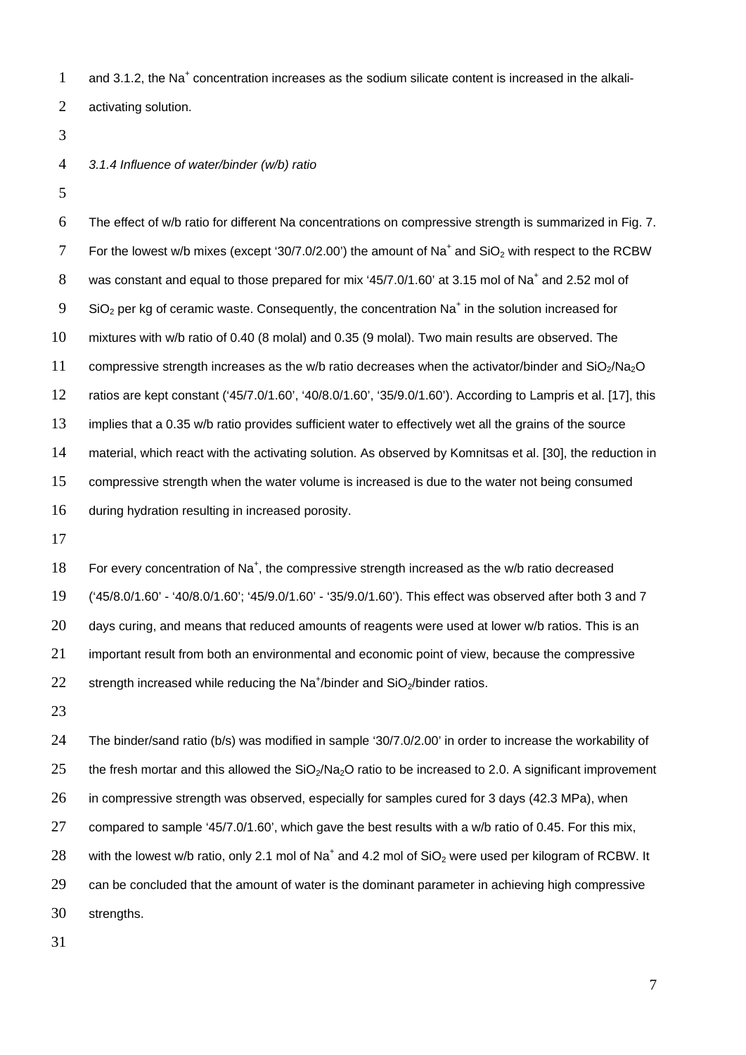and 3.1.2, the $Na^+$ concentration increases as the sodium silicate content is increased in the alkali-activating solution.

*3.1.4 Influence of water/binder (w/b) ratio*

The effect of w/b ratio for different Na concentrations on compressive strength is summarized in Fig. 7. For the lowest w/b mixes (except '30/7.0/2.00') the amount of $Na^+$ and $SiO_2$ with respect to the RCBW was constant and equal to those prepared for mix '45/7.0/1.60' at 3.15 mol of $Na^+$ and 2.52 mol of $SiO_2$ per kg of ceramic waste. Consequently, the concentration $Na^+$ in the solution increased for mixtures with w/b ratio of 0.40 (8 molal) and 0.35 (9 molal). Two main results are observed. The compressive strength increases as the w/b ratio decreases when the activator/binder and $SiO_2/Na_2O$ ratios are kept constant ('45/7.0/1.60', '40/8.0/1.60', '35/9.0/1.60'). According to Lampris et al. [17], this implies that a 0.35 w/b ratio provides sufficient water to effectively wet all the grains of the source material, which react with the activating solution. As observed by Komnitsas et al. [30], the reduction in compressive strength when the water volume is increased is due to the water not being consumed during hydration resulting in increased porosity.

For every concentration of $Na^+$, the compressive strength increased as the w/b ratio decreased ('45/8.0/1.60' - '40/8.0/1.60'; '45/9.0/1.60' - '35/9.0/1.60'). This effect was observed after both 3 and 7 days curing, and means that reduced amounts of reagents were used at lower w/b ratios. This is an important result from both an environmental and economic point of view, because the compressive strength increased while reducing the $Na^+$/binder and $SiO_2$/binder ratios.

The binder/sand ratio (b/s) was modified in sample '30/7.0/2.00' in order to increase the workability of the fresh mortar and this allowed the $SiO_2/Na_2O$ ratio to be increased to 2.0. A significant improvement in compressive strength was observed, especially for samples cured for 3 days (42.3 MPa), when compared to sample '45/7.0/1.60', which gave the best results with a w/b ratio of 0.45. For this mix, with the lowest w/b ratio, only 2.1 mol of $Na^+$ and 4.2 mol of $SiO_2$ were used per kilogram of RCBW. It can be concluded that the amount of water is the dominant parameter in achieving high compressive strengths.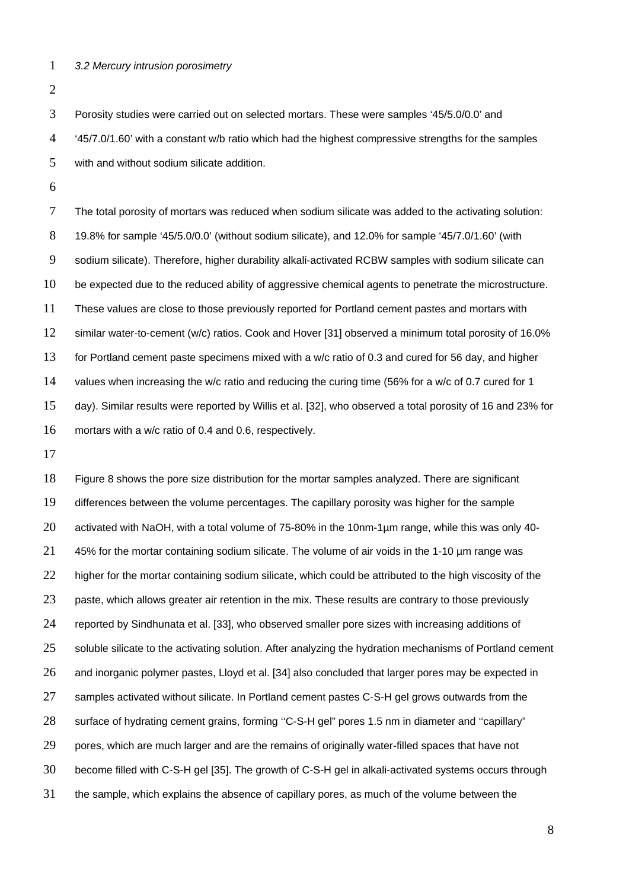*3.2 Mercury intrusion porosimetry*

Porosity studies were carried out on selected mortars. These were samples '45/5.0/0.0' and '45/7.0/1.60' with a constant w/b ratio which had the highest compressive strengths for the samples with and without sodium silicate addition.

The total porosity of mortars was reduced when sodium silicate was added to the activating solution: 19.8% for sample '45/5.0/0.0' (without sodium silicate), and 12.0% for sample '45/7.0/1.60' (with sodium silicate). Therefore, higher durability alkali-activated RCBW samples with sodium silicate can be expected due to the reduced ability of aggressive chemical agents to penetrate the microstructure. These values are close to those previously reported for Portland cement pastes and mortars with similar water-to-cement (w/c) ratios. Cook and Hover [31] observed a minimum total porosity of 16.0% for Portland cement paste specimens mixed with a w/c ratio of 0.3 and cured for 56 day, and higher values when increasing the w/c ratio and reducing the curing time (56% for a w/c of 0.7 cured for 1 day). Similar results were reported by Willis et al. [32], who observed a total porosity of 16 and 23% for mortars with a w/c ratio of 0.4 and 0.6, respectively.

Figure 8 shows the pore size distribution for the mortar samples analyzed. There are significant differences between the volume percentages. The capillary porosity was higher for the sample activated with NaOH, with a total volume of 75-80% in the 10nm-1µm range, while this was only 40-45% for the mortar containing sodium silicate. The volume of air voids in the 1-10 µm range was higher for the mortar containing sodium silicate, which could be attributed to the high viscosity of the paste, which allows greater air retention in the mix. These results are contrary to those previously reported by Sindhunata et al. [33], who observed smaller pore sizes with increasing additions of soluble silicate to the activating solution. After analyzing the hydration mechanisms of Portland cement and inorganic polymer pastes, Lloyd et al. [34] also concluded that larger pores may be expected in samples activated without silicate. In Portland cement pastes C-S-H gel grows outwards from the surface of hydrating cement grains, forming ''C-S-H gel" pores 1.5 nm in diameter and ''capillary" pores, which are much larger and are the remains of originally water-filled spaces that have not become filled with C-S-H gel [35]. The growth of C-S-H gel in alkali-activated systems occurs through the sample, which explains the absence of capillary pores, as much of the volume between the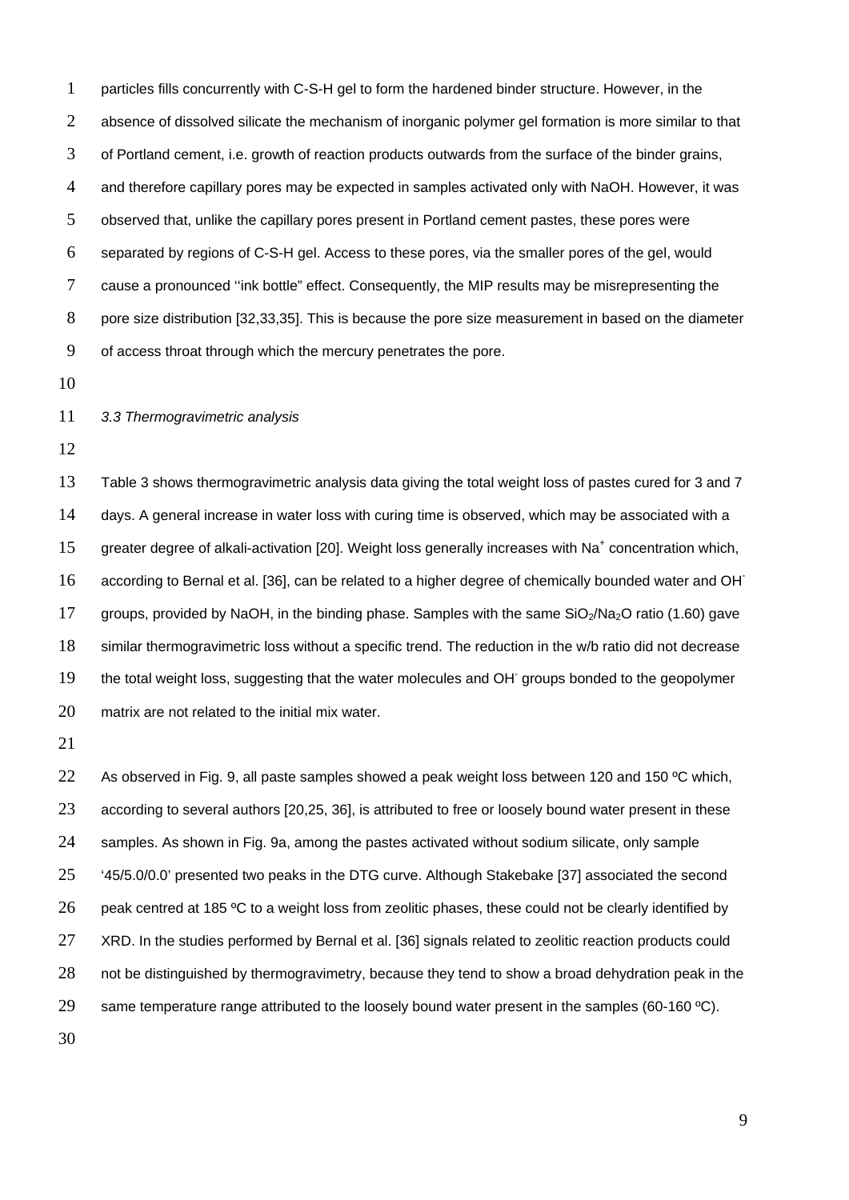particles fills concurrently with C-S-H gel to form the hardened binder structure. However, in the absence of dissolved silicate the mechanism of inorganic polymer gel formation is more similar to that of Portland cement, i.e. growth of reaction products outwards from the surface of the binder grains, and therefore capillary pores may be expected in samples activated only with NaOH. However, it was observed that, unlike the capillary pores present in Portland cement pastes, these pores were separated by regions of C-S-H gel. Access to these pores, via the smaller pores of the gel, would cause a pronounced ''ink bottle" effect. Consequently, the MIP results may be misrepresenting the pore size distribution [32,33,35]. This is because the pore size measurement in based on the diameter of access throat through which the mercury penetrates the pore.

### *3.3 Thermogravimetric analysis*

Table 3 shows thermogravimetric analysis data giving the total weight loss of pastes cured for 3 and 7 days. A general increase in water loss with curing time is observed, which may be associated with a greater degree of alkali-activation [20]. Weight loss generally increases with $Na^+$ concentration which, according to Bernal et al. [36], can be related to a higher degree of chemically bounded water and $OH^-$ groups, provided by NaOH, in the binding phase. Samples with the same $SiO_2/Na_2O$ ratio (1.60) gave similar thermogravimetric loss without a specific trend. The reduction in the w/b ratio did not decrease the total weight loss, suggesting that the water molecules and $OH^-$ groups bonded to the geopolymer matrix are not related to the initial mix water.

As observed in Fig. 9, all paste samples showed a peak weight loss between 120 and 150 ºC which, according to several authors [20,25, 36], is attributed to free or loosely bound water present in these samples. As shown in Fig. 9a, among the pastes activated without sodium silicate, only sample '45/5.0/0.0' presented two peaks in the DTG curve. Although Stakebake [37] associated the second peak centred at 185 ºC to a weight loss from zeolitic phases, these could not be clearly identified by XRD. In the studies performed by Bernal et al. [36] signals related to zeolitic reaction products could not be distinguished by thermogravimetry, because they tend to show a broad dehydration peak in the same temperature range attributed to the loosely bound water present in the samples (60-160 ºC).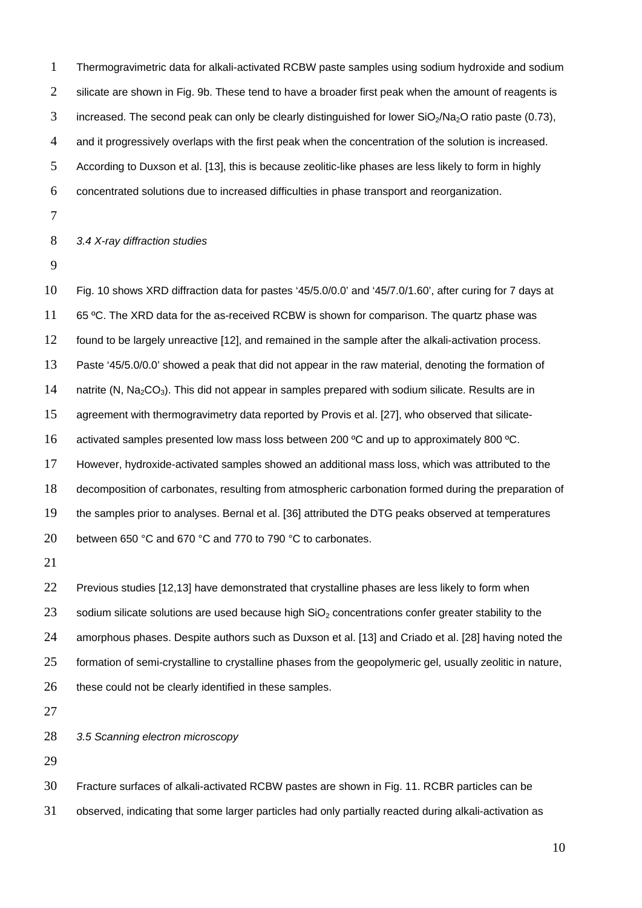Thermogravimetric data for alkali-activated RCBW paste samples using sodium hydroxide and sodium silicate are shown in Fig. 9b. These tend to have a broader first peak when the amount of reagents is increased. The second peak can only be clearly distinguished for lower $SiO_2/Na_2O$ ratio paste (0.73), and it progressively overlaps with the first peak when the concentration of the solution is increased. According to Duxson et al. [13], this is because zeolitic-like phases are less likely to form in highly concentrated solutions due to increased difficulties in phase transport and reorganization.

### *3.4 X-ray diffraction studies*

Fig. 10 shows XRD diffraction data for pastes '45/5.0/0.0' and '45/7.0/1.60', after curing for 7 days at 65 ºC. The XRD data for the as-received RCBW is shown for comparison. The quartz phase was found to be largely unreactive [12], and remained in the sample after the alkali-activation process. Paste '45/5.0/0.0' showed a peak that did not appear in the raw material, denoting the formation of natrite (N, $Na_2CO_3$). This did not appear in samples prepared with sodium silicate. Results are in agreement with thermogravimetry data reported by Provis et al. [27], who observed that silicate-activated samples presented low mass loss between 200 ºC and up to approximately 800 ºC. However, hydroxide-activated samples showed an additional mass loss, which was attributed to the decomposition of carbonates, resulting from atmospheric carbonation formed during the preparation of the samples prior to analyses. Bernal et al. [36] attributed the DTG peaks observed at temperatures between 650 °C and 670 °C and 770 to 790 °C to carbonates.

Previous studies [12,13] have demonstrated that crystalline phases are less likely to form when sodium silicate solutions are used because high $SiO_2$ concentrations confer greater stability to the amorphous phases. Despite authors such as Duxson et al. [13] and Criado et al. [28] having noted the formation of semi-crystalline to crystalline phases from the geopolymeric gel, usually zeolitic in nature, these could not be clearly identified in these samples.

### *3.5 Scanning electron microscopy*

Fracture surfaces of alkali-activated RCBW pastes are shown in Fig. 11. RCBR particles can be observed, indicating that some larger particles had only partially reacted during alkali-activation as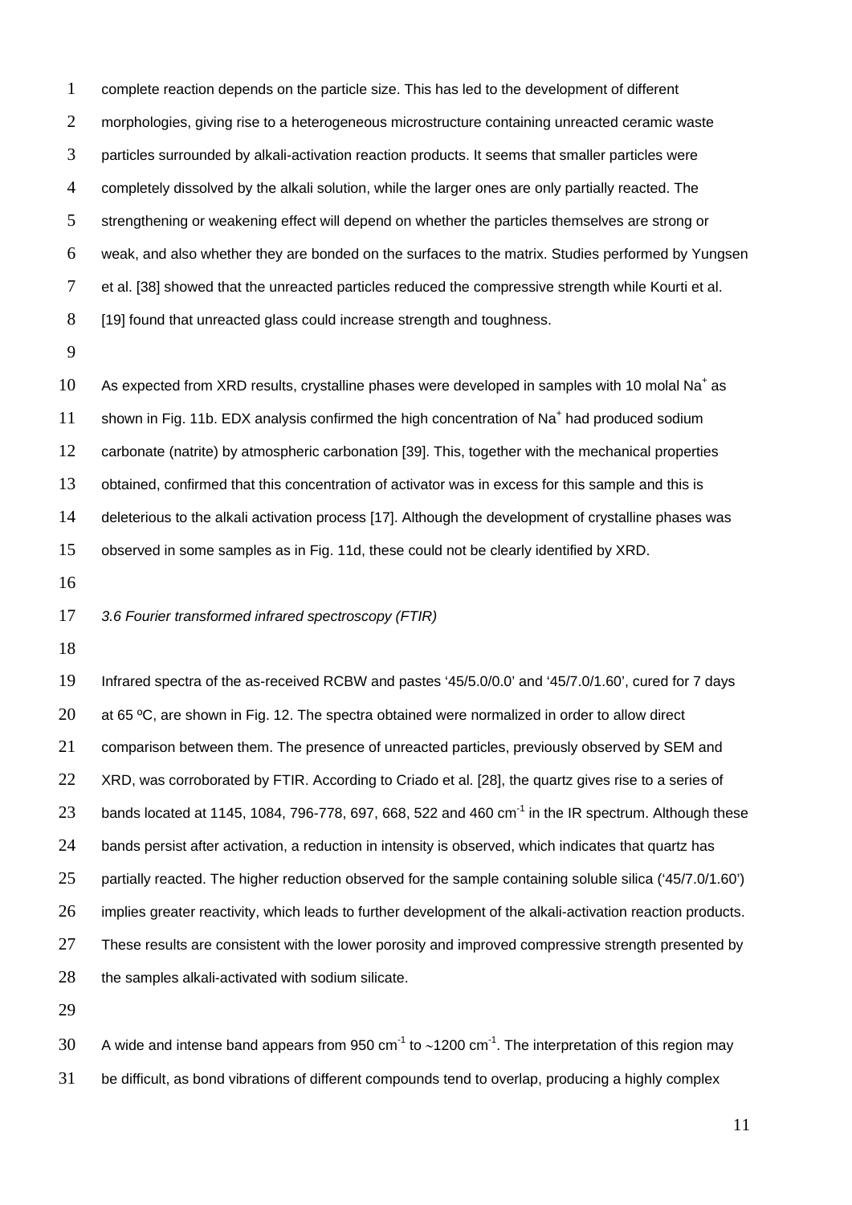complete reaction depends on the particle size. This has led to the development of different morphologies, giving rise to a heterogeneous microstructure containing unreacted ceramic waste particles surrounded by alkali-activation reaction products. It seems that smaller particles were completely dissolved by the alkali solution, while the larger ones are only partially reacted. The strengthening or weakening effect will depend on whether the particles themselves are strong or weak, and also whether they are bonded on the surfaces to the matrix. Studies performed by Yungsen et al. [38] showed that the unreacted particles reduced the compressive strength while Kourti et al. [19] found that unreacted glass could increase strength and toughness.

As expected from XRD results, crystalline phases were developed in samples with 10 molal $Na^+$ as shown in Fig. 11b. EDX analysis confirmed the high concentration of $Na^+$ had produced sodium carbonate (natrite) by atmospheric carbonation [39]. This, together with the mechanical properties obtained, confirmed that this concentration of activator was in excess for this sample and this is deleterious to the alkali activation process [17]. Although the development of crystalline phases was observed in some samples as in Fig. 11d, these could not be clearly identified by XRD.

*3.6 Fourier transformed infrared spectroscopy (FTIR)*

Infrared spectra of the as-received RCBW and pastes '45/5.0/0.0' and '45/7.0/1.60', cured for 7 days at 65 ºC, are shown in Fig. 12. The spectra obtained were normalized in order to allow direct comparison between them. The presence of unreacted particles, previously observed by SEM and XRD, was corroborated by FTIR. According to Criado et al. [28], the quartz gives rise to a series of bands located at 1145, 1084, 796-778, 697, 668, 522 and 460 $cm^{-1}$ in the IR spectrum. Although these bands persist after activation, a reduction in intensity is observed, which indicates that quartz has partially reacted. The higher reduction observed for the sample containing soluble silica ('45/7.0/1.60') implies greater reactivity, which leads to further development of the alkali-activation reaction products. These results are consistent with the lower porosity and improved compressive strength presented by the samples alkali-activated with sodium silicate.

A wide and intense band appears from 950 $cm^{-1}$ to ~1200 $cm^{-1}$. The interpretation of this region may be difficult, as bond vibrations of different compounds tend to overlap, producing a highly complex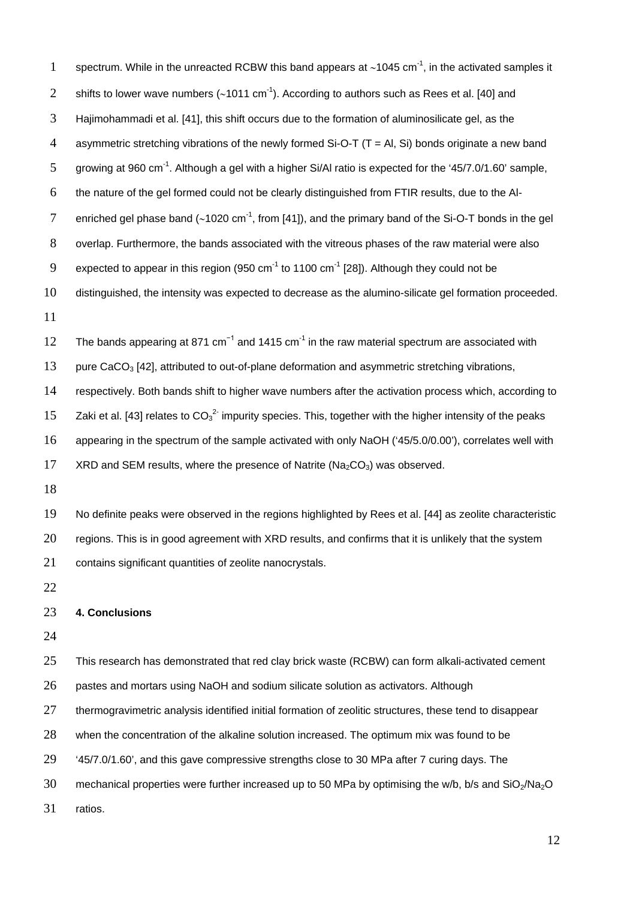spectrum. While in the unreacted RCBW this band appears at ~1045 $cm^{-1}$, in the activated samples it shifts to lower wave numbers (~1011 $cm^{-1}$). According to authors such as Rees et al. [40] and Hajimohammadi et al. [41], this shift occurs due to the formation of aluminosilicate gel, as the asymmetric stretching vibrations of the newly formed Si-O-T (T = Al, Si) bonds originate a new band growing at 960 $cm^{-1}$. Although a gel with a higher Si/Al ratio is expected for the '45/7.0/1.60' sample, the nature of the gel formed could not be clearly distinguished from FTIR results, due to the Al-enriched gel phase band (~1020 $cm^{-1}$, from [41]), and the primary band of the Si-O-T bonds in the gel overlap. Furthermore, the bands associated with the vitreous phases of the raw material were also expected to appear in this region (950 $cm^{-1}$ to 1100 $cm^{-1}$ [28]). Although they could not be distinguished, the intensity was expected to decrease as the alumino-silicate gel formation proceeded.

The bands appearing at 871 $cm^{-1}$ and 1415 $cm^{-1}$ in the raw material spectrum are associated with pure $CaCO_3$ [42], attributed to out-of-plane deformation and asymmetric stretching vibrations, respectively. Both bands shift to higher wave numbers after the activation process which, according to Zaki et al. [43] relates to $CO_3^{2-}$ impurity species. This, together with the higher intensity of the peaks appearing in the spectrum of the sample activated with only NaOH ('45/5.0/0.00'), correlates well with XRD and SEM results, where the presence of Natrite ($Na_2CO_3$) was observed.

No definite peaks were observed in the regions highlighted by Rees et al. [44] as zeolite characteristic regions. This is in good agreement with XRD results, and confirms that it is unlikely that the system contains significant quantities of zeolite nanocrystals.

## 4. Conclusions

This research has demonstrated that red clay brick waste (RCBW) can form alkali-activated cement pastes and mortars using NaOH and sodium silicate solution as activators. Although thermogravimetric analysis identified initial formation of zeolitic structures, these tend to disappear when the concentration of the alkaline solution increased. The optimum mix was found to be '45/7.0/1.60', and this gave compressive strengths close to 30 MPa after 7 curing days. The mechanical properties were further increased up to 50 MPa by optimising the w/b, b/s and $SiO_2/Na_2O$ ratios.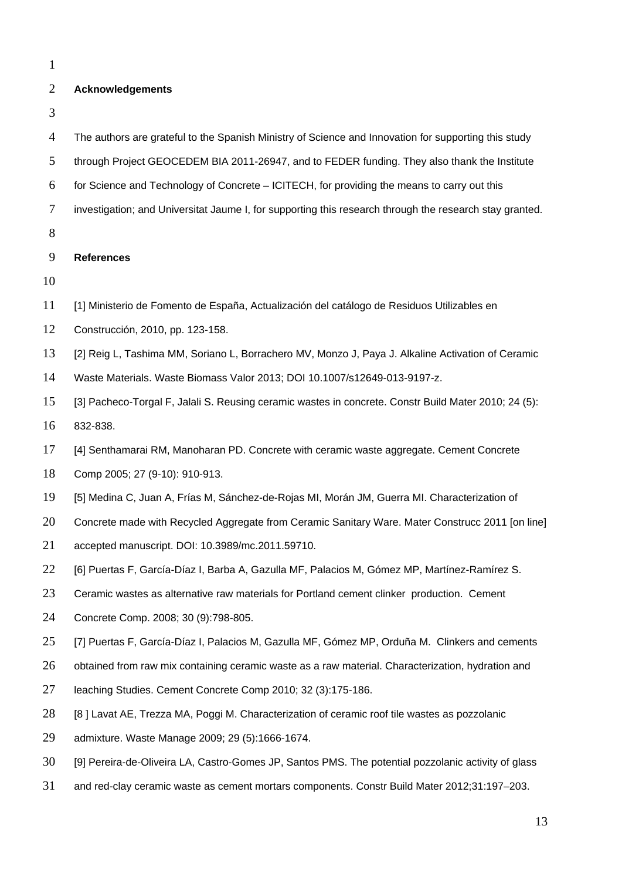## Acknowledgements

The authors are grateful to the Spanish Ministry of Science and Innovation for supporting this study through Project GEOCEDEM BIA 2011-26947, and to FEDER funding. They also thank the Institute for Science and Technology of Concrete – ICITECH, for providing the means to carry out this investigation; and Universitat Jaume I, for supporting this research through the research stay granted.

## References

[1] Ministerio de Fomento de España, Actualización del catálogo de Residuos Utilizables en Construcción, 2010, pp. 123-158.

[2] Reig L, Tashima MM, Soriano L, Borrachero MV, Monzo J, Paya J. Alkaline Activation of Ceramic Waste Materials. Waste Biomass Valor 2013; DOI 10.1007/s12649-013-9197-z.

[3] Pacheco-Torgal F, Jalali S. Reusing ceramic wastes in concrete. Constr Build Mater 2010; 24 (5): 832-838.

[4] Senthamarai RM, Manoharan PD. Concrete with ceramic waste aggregate. Cement Concrete Comp 2005; 27 (9-10): 910-913.

[5] Medina C, Juan A, Frías M, Sánchez-de-Rojas MI, Morán JM, Guerra MI. Characterization of Concrete made with Recycled Aggregate from Ceramic Sanitary Ware. Mater Construcc 2011 [on line] accepted manuscript. DOI: 10.3989/mc.2011.59710.

[6] Puertas F, García-Díaz I, Barba A, Gazulla MF, Palacios M, Gómez MP, Martínez-Ramírez S. Ceramic wastes as alternative raw materials for Portland cement clinker production. Cement Concrete Comp. 2008; 30 (9):798-805.

[7] Puertas F, García-Díaz I, Palacios M, Gazulla MF, Gómez MP, Orduña M. Clinkers and cements obtained from raw mix containing ceramic waste as a raw material. Characterization, hydration and leaching Studies. Cement Concrete Comp 2010; 32 (3):175-186.

[8 ] Lavat AE, Trezza MA, Poggi M. Characterization of ceramic roof tile wastes as pozzolanic admixture. Waste Manage 2009; 29 (5):1666-1674.

[9] Pereira-de-Oliveira LA, Castro-Gomes JP, Santos PMS. The potential pozzolanic activity of glass and red-clay ceramic waste as cement mortars components. Constr Build Mater 2012;31:197–203.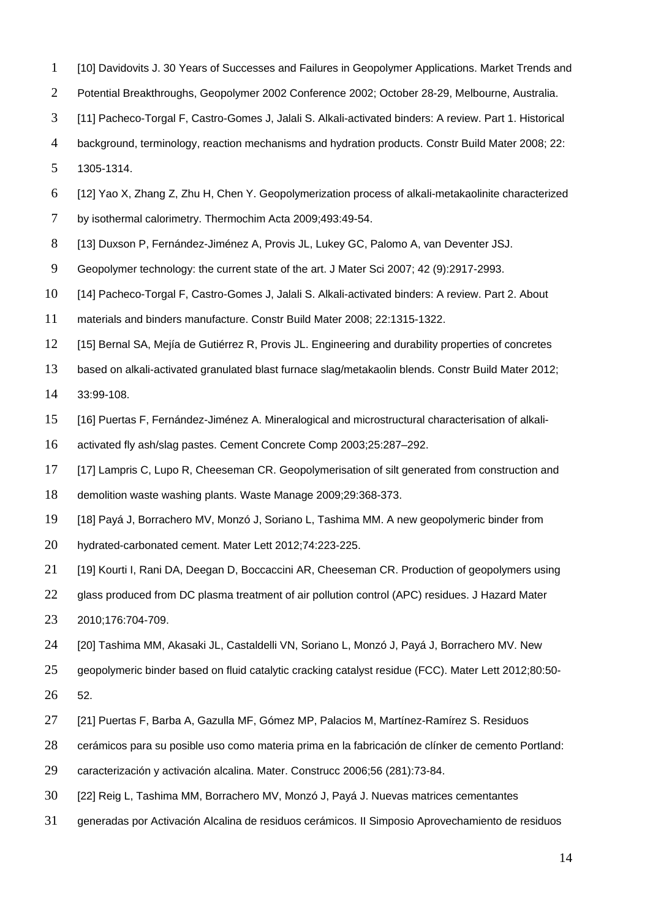[10] Davidovits J. 30 Years of Successes and Failures in Geopolymer Applications. Market Trends and Potential Breakthroughs, Geopolymer 2002 Conference 2002; October 28-29, Melbourne, Australia.

[11] Pacheco-Torgal F, Castro-Gomes J, Jalali S. Alkali-activated binders: A review. Part 1. Historical background, terminology, reaction mechanisms and hydration products. Constr Build Mater 2008; 22: 1305-1314.

[12] Yao X, Zhang Z, Zhu H, Chen Y. Geopolymerization process of alkali-metakaolinite characterized by isothermal calorimetry. Thermochim Acta 2009;493:49-54.

[13] Duxson P, Fernández-Jiménez A, Provis JL, Lukey GC, Palomo A, van Deventer JSJ. Geopolymer technology: the current state of the art. J Mater Sci 2007; 42 (9):2917-2993.

[14] Pacheco-Torgal F, Castro-Gomes J, Jalali S. Alkali-activated binders: A review. Part 2. About materials and binders manufacture. Constr Build Mater 2008; 22:1315-1322.

[15] Bernal SA, Mejía de Gutiérrez R, Provis JL. Engineering and durability properties of concretes based on alkali-activated granulated blast furnace slag/metakaolin blends. Constr Build Mater 2012; 33:99-108.

[16] Puertas F, Fernández-Jiménez A. Mineralogical and microstructural characterisation of alkali-activated fly ash/slag pastes. Cement Concrete Comp 2003;25:287–292.

[17] Lampris C, Lupo R, Cheeseman CR. Geopolymerisation of silt generated from construction and demolition waste washing plants. Waste Manage 2009;29:368-373.

[18] Payá J, Borrachero MV, Monzó J, Soriano L, Tashima MM. A new geopolymeric binder from hydrated-carbonated cement. Mater Lett 2012;74:223-225.

[19] Kourti I, Rani DA, Deegan D, Boccaccini AR, Cheeseman CR. Production of geopolymers using glass produced from DC plasma treatment of air pollution control (APC) residues. J Hazard Mater 2010;176:704-709.

[20] Tashima MM, Akasaki JL, Castaldelli VN, Soriano L, Monzó J, Payá J, Borrachero MV. New geopolymeric binder based on fluid catalytic cracking catalyst residue (FCC). Mater Lett 2012;80:50-52.

[21] Puertas F, Barba A, Gazulla MF, Gómez MP, Palacios M, Martínez-Ramírez S. Residuos cerámicos para su posible uso como materia prima en la fabricación de clínker de cemento Portland: caracterización y activación alcalina. Mater. Construcc 2006;56 (281):73-84.

[22] Reig L, Tashima MM, Borrachero MV, Monzó J, Payá J. Nuevas matrices cementantes generadas por Activación Alcalina de residuos cerámicos. II Simposio Aprovechamiento de residuos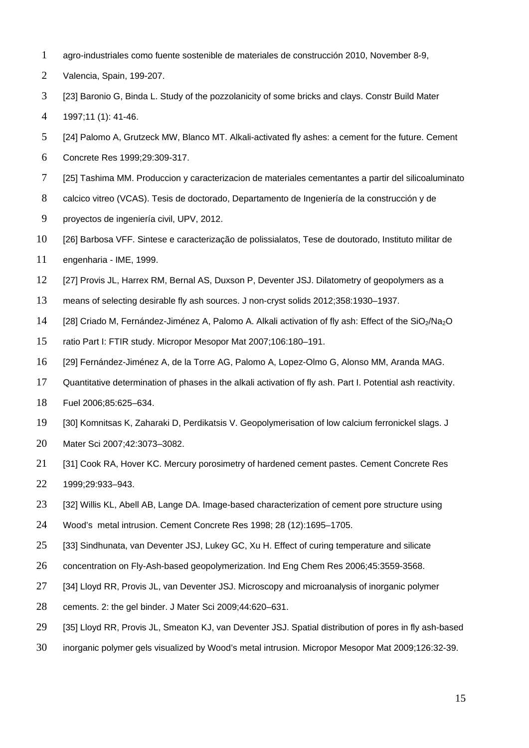agro-industriales como fuente sostenible de materiales de construcción 2010, November 8-9, Valencia, Spain, 199-207.

[23] Baronio G, Binda L. Study of the pozzolanicity of some bricks and clays. Constr Build Mater 1997;11 (1): 41-46.

[24] Palomo A, Grutzeck MW, Blanco MT. Alkali-activated fly ashes: a cement for the future. Cement Concrete Res 1999;29:309-317.

[25] Tashima MM. Produccion y caracterizacion de materiales cementantes a partir del silicoaluminato calcico vitreo (VCAS). Tesis de doctorado, Departamento de Ingeniería de la construcción y de proyectos de ingeniería civil, UPV, 2012.

[26] Barbosa VFF. Sintese e caracterização de polissialatos, Tese de doutorado, Instituto militar de engenharia - IME, 1999.

[27] Provis JL, Harrex RM, Bernal AS, Duxson P, Deventer JSJ. Dilatometry of geopolymers as a means of selecting desirable fly ash sources. J non-cryst solids 2012;358:1930–1937.

[28] Criado M, Fernández-Jiménez A, Palomo A. Alkali activation of fly ash: Effect of the $SiO_2/Na_2O$ ratio Part I: FTIR study. Micropor Mesopor Mat 2007;106:180–191.

[29] Fernández-Jiménez A, de la Torre AG, Palomo A, Lopez-Olmo G, Alonso MM, Aranda MAG. Quantitative determination of phases in the alkali activation of fly ash. Part I. Potential ash reactivity. Fuel 2006;85:625–634.

[30] Komnitsas K, Zaharaki D, Perdikatsis V. Geopolymerisation of low calcium ferronickel slags. J Mater Sci 2007;42:3073–3082.

[31] Cook RA, Hover KC. Mercury porosimetry of hardened cement pastes. Cement Concrete Res 1999;29:933–943.

[32] Willis KL, Abell AB, Lange DA. Image-based characterization of cement pore structure using Wood's metal intrusion. Cement Concrete Res 1998; 28 (12):1695–1705.

[33] Sindhunata, van Deventer JSJ, Lukey GC, Xu H. Effect of curing temperature and silicate concentration on Fly-Ash-based geopolymerization. Ind Eng Chem Res 2006;45:3559-3568.

[34] Lloyd RR, Provis JL, van Deventer JSJ. Microscopy and microanalysis of inorganic polymer cements. 2: the gel binder. J Mater Sci 2009;44:620–631.

[35] Lloyd RR, Provis JL, Smeaton KJ, van Deventer JSJ. Spatial distribution of pores in fly ash-based inorganic polymer gels visualized by Wood's metal intrusion. Micropor Mesopor Mat 2009;126:32-39.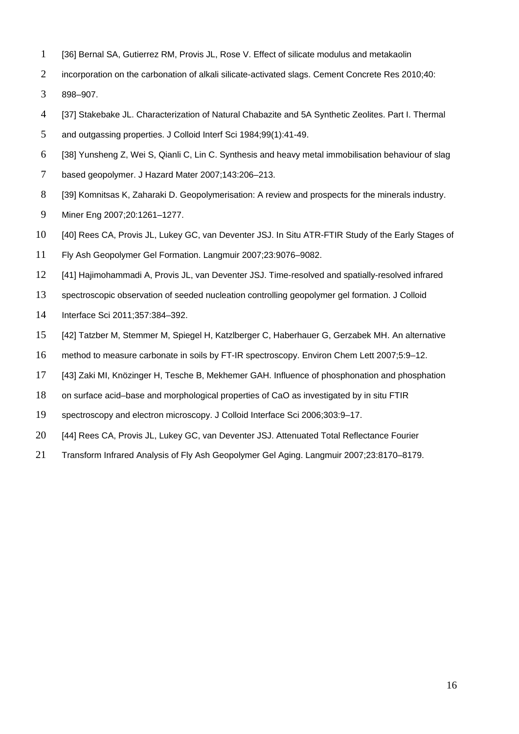[36] Bernal SA, Gutierrez RM, Provis JL, Rose V. Effect of silicate modulus and metakaolin incorporation on the carbonation of alkali silicate-activated slags. Cement Concrete Res 2010;40: 898–907.

[37] Stakebake JL. Characterization of Natural Chabazite and 5A Synthetic Zeolites. Part I. Thermal and outgassing properties. J Colloid Interf Sci 1984;99(1):41-49.

[38] Yunsheng Z, Wei S, Qianli C, Lin C. Synthesis and heavy metal immobilisation behaviour of slag based geopolymer. J Hazard Mater 2007;143:206–213.

[39] Komnitsas K, Zaharaki D. Geopolymerisation: A review and prospects for the minerals industry. Miner Eng 2007;20:1261–1277.

[40] Rees CA, Provis JL, Lukey GC, van Deventer JSJ. In Situ ATR-FTIR Study of the Early Stages of Fly Ash Geopolymer Gel Formation. Langmuir 2007;23:9076–9082.

[41] Hajimohammadi A, Provis JL, van Deventer JSJ. Time-resolved and spatially-resolved infrared spectroscopic observation of seeded nucleation controlling geopolymer gel formation. J Colloid Interface Sci 2011;357:384–392.

[42] Tatzber M, Stemmer M, Spiegel H, Katzlberger C, Haberhauer G, Gerzabek MH. An alternative method to measure carbonate in soils by FT-IR spectroscopy. Environ Chem Lett 2007;5:9–12.

[43] Zaki MI, Knözinger H, Tesche B, Mekhemer GAH. Influence of phosphonation and phosphation on surface acid–base and morphological properties of CaO as investigated by in situ FTIR spectroscopy and electron microscopy. J Colloid Interface Sci 2006;303:9–17.

[44] Rees CA, Provis JL, Lukey GC, van Deventer JSJ. Attenuated Total Reflectance Fourier Transform Infrared Analysis of Fly Ash Geopolymer Gel Aging. Langmuir 2007;23:8170–8179.